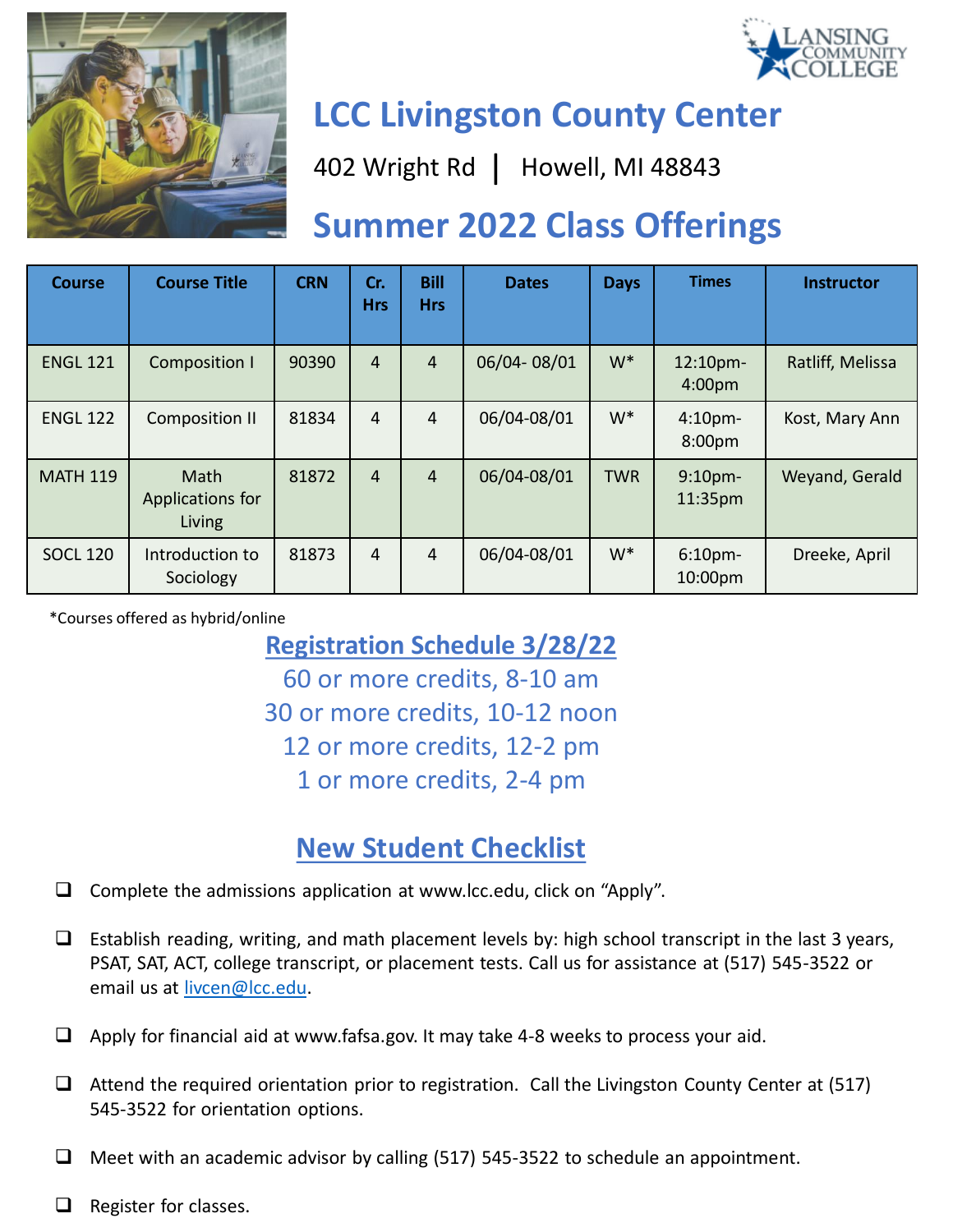LANSING COMMUNITY COLLEGE

# LCC Livingston County Center

402 Wright Rd | Howell, MI 48843

# Summer 2022 Class Offerings

| Course | Course Title | CRN | Cr. Hrs | Bill Hrs | Dates | Days | Times | Instructor |
|---|---|---|---|---|---|---|---|---|
| ENGL 121 | Composition I | 90390 | 4 | 4 | 06/04- 08/01 | W* | 12:10pm-4:00pm | Ratliff, Melissa |
| ENGL 122 | Composition II | 81834 | 4 | 4 | 06/04-08/01 | W* | 4:10pm-8:00pm | Kost, Mary Ann |
| MATH 119 | Math Applications for Living | 81872 | 4 | 4 | 06/04-08/01 | TWR | 9:10pm-11:35pm | Weyand, Gerald |
| SOCL 120 | Introduction to Sociology | 81873 | 4 | 4 | 06/04-08/01 | W* | 6:10pm-10:00pm | Dreeke, April |

*Courses offered as hybrid/online

## Registration Schedule 3/28/22

60 or more credits, 8-10 am

30 or more credits, 10-12 noon

12 or more credits, 12-2 pm

1 or more credits, 2-4 pm

## New Student Checklist

- ❑ Complete the admissions application at www.lcc.edu, click on "Apply".
- ❑ Establish reading, writing, and math placement levels by: high school transcript in the last 3 years, PSAT, SAT, ACT, college transcript, or placement tests. Call us for assistance at (517) 545-3522 or email us at livcen@lcc.edu.
- ❑ Apply for financial aid at www.fafsa.gov. It may take 4-8 weeks to process your aid.
- ❑ Attend the required orientation prior to registration. Call the Livingston County Center at (517) 545-3522 for orientation options.
- ❑ Meet with an academic advisor by calling (517) 545-3522 to schedule an appointment.
- ❑ Register for classes.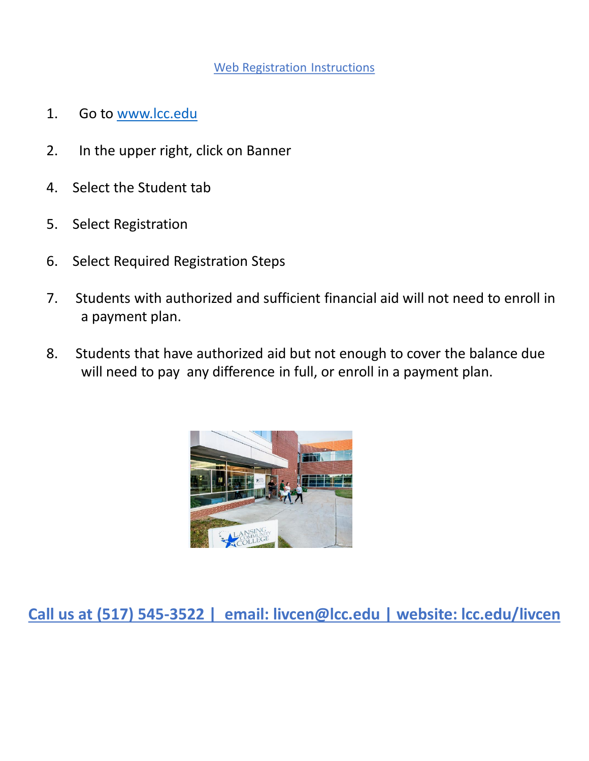Web Registration Instructions

1. Go to www.lcc.edu
2. In the upper right, click on Banner

4. Select the Student tab
5. Select Registration
6. Select Required Registration Steps
7. Students with authorized and sufficient financial aid will not need to enroll in a payment plan.
8. Students that have authorized aid but not enough to cover the balance due will need to pay any difference in full, or enroll in a payment plan.

Call us at (517) 545-3522 | email: livcen@lcc.edu | website: lcc.edu/livcen